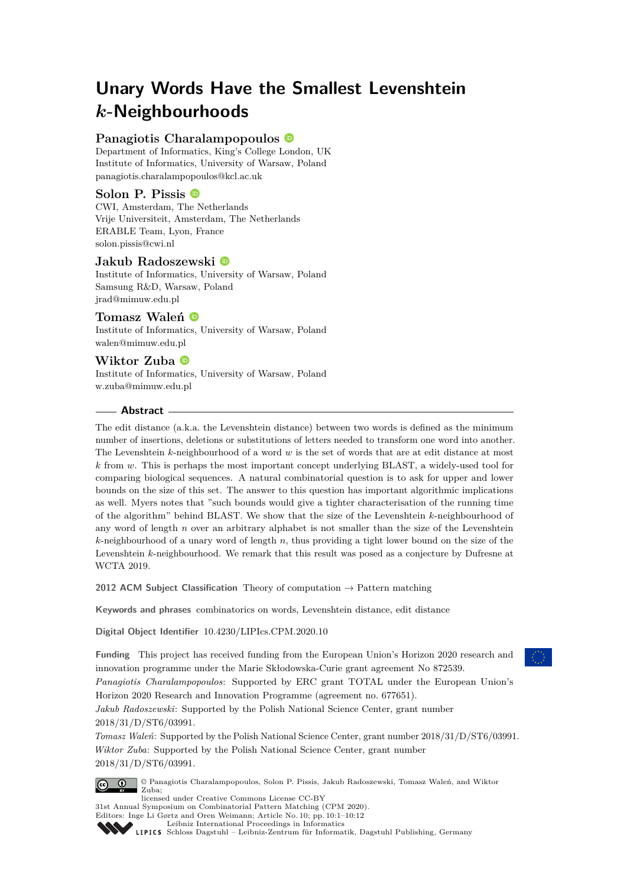# Unary Words Have the Smallest Levenshtein $k$-Neighbourhoods

**Panagiotis Charalampopoulos**
Department of Informatics, King's College London, UK
Institute of Informatics, University of Warsaw, Poland
panagiotis.charalampopoulos@kcl.ac.uk

**Solon P. Pissis**
CWI, Amsterdam, The Netherlands
Vrije Universiteit, Amsterdam, The Netherlands
ERABLE Team, Lyon, France
solon.pissis@cwi.nl

**Jakub Radoszewski**
Institute of Informatics, University of Warsaw, Poland
Samsung R&D, Warsaw, Poland
jrad@mimuw.edu.pl

**Tomasz Waleń**
Institute of Informatics, University of Warsaw, Poland
walen@mimuw.edu.pl

**Wiktor Zuba**
Institute of Informatics, University of Warsaw, Poland
w.zuba@mimuw.edu.pl

## Abstract

The edit distance (a.k.a. the Levenshtein distance) between two words is defined as the minimum number of insertions, deletions or substitutions of letters needed to transform one word into another. The Levenshtein $k$-neighbourhood of a word $w$ is the set of words that are at edit distance at most $k$ from $w$. This is perhaps the most important concept underlying BLAST, a widely-used tool for comparing biological sequences. A natural combinatorial question is to ask for upper and lower bounds on the size of this set. The answer to this question has important algorithmic implications as well. Myers notes that "such bounds would give a tighter characterisation of the running time of the algorithm" behind BLAST. We show that the size of the Levenshtein $k$-neighbourhood of any word of length $n$ over an arbitrary alphabet is not smaller than the size of the Levenshtein $k$-neighbourhood of a unary word of length $n$, thus providing a tight lower bound on the size of the Levenshtein $k$-neighbourhood. We remark that this result was posed as a conjecture by Dufresne at WCTA 2019.

**2012 ACM Subject Classification** Theory of computation → Pattern matching

**Keywords and phrases** combinatorics on words, Levenshtein distance, edit distance

**Digital Object Identifier** 10.4230/LIPIcs.CPM.2020.10

**Funding** This project has received funding from the European Union's Horizon 2020 research and innovation programme under the Marie Skłodowska-Curie grant agreement No 872539.
*Panagiotis Charalampopoulos*: Supported by ERC grant TOTAL under the European Union's Horizon 2020 Research and Innovation Programme (agreement no. 677651).
*Jakub Radoszewski*: Supported by the Polish National Science Center, grant number 2018/31/D/ST6/03991.
*Tomasz Waleń*: Supported by the Polish National Science Center, grant number 2018/31/D/ST6/03991.
*Wiktor Zuba*: Supported by the Polish National Science Center, grant number 2018/31/D/ST6/03991.

© Panagiotis Charalampopoulos, Solon P. Pissis, Jakub Radoszewski, Tomasz Waleń, and Wiktor Zuba;
licensed under Creative Commons License CC-BY
31st Annual Symposium on Combinatorial Pattern Matching (CPM 2020).
Editors: Inge Li Gørtz and Oren Weimann; Article No. 10; pp. 10:1–10:12
Leibniz International Proceedings in Informatics
Schloss Dagstuhl – Leibniz-Zentrum für Informatik, Dagstuhl Publishing, Germany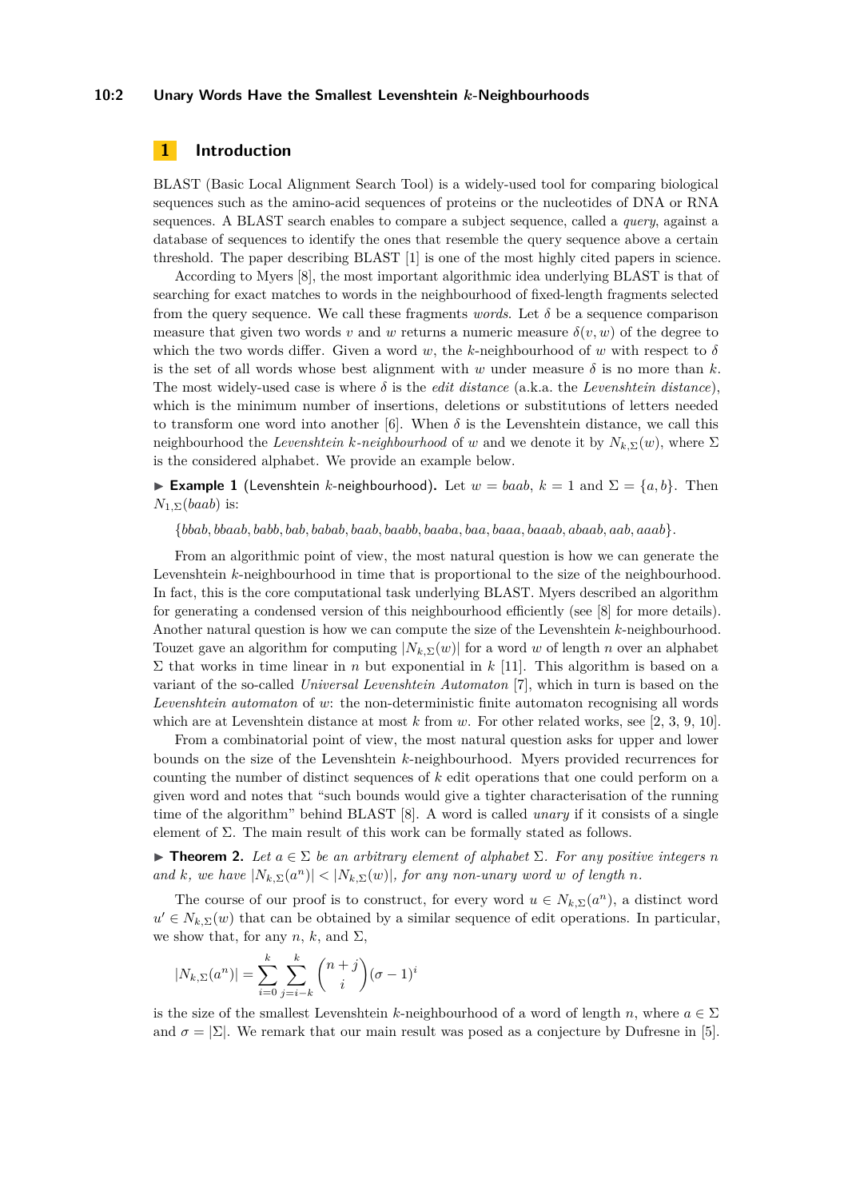## 1 Introduction

BLAST (Basic Local Alignment Search Tool) is a widely-used tool for comparing biological sequences such as the amino-acid sequences of proteins or the nucleotides of DNA or RNA sequences. A BLAST search enables to compare a subject sequence, called a *query*, against a database of sequences to identify the ones that resemble the query sequence above a certain threshold. The paper describing BLAST [1] is one of the most highly cited papers in science.

According to Myers [8], the most important algorithmic idea underlying BLAST is that of searching for exact matches to words in the neighbourhood of fixed-length fragments selected from the query sequence. We call these fragments *words*. Let $\delta$ be a sequence comparison measure that given two words $v$ and $w$ returns a numeric measure $\delta(v,w)$ of the degree to which the two words differ. Given a word $w$, the $k$-neighbourhood of $w$ with respect to $\delta$ is the set of all words whose best alignment with $w$ under measure $\delta$ is no more than $k$. The most widely-used case is where $\delta$ is the *edit distance* (a.k.a. the *Levenshtein distance*), which is the minimum number of insertions, deletions or substitutions of letters needed to transform one word into another [6]. When $\delta$ is the Levenshtein distance, we call this neighbourhood the *Levenshtein $k$-neighbourhood* of $w$ and we denote it by $N_{k,\Sigma}(w)$, where $\Sigma$ is the considered alphabet. We provide an example below.

▶ **Example 1** (Levenshtein $k$-neighbourhood)**.** Let $w = baab$, $k = 1$ and $\Sigma = \{a, b\}$. Then $N_{1,\Sigma}(baab)$ is:

$$\{bbab, bbaab, babb, bab, babab, baab, baabb, baaba, baa, baaa, baaab, abaab, aab, aaab\}.$$

From an algorithmic point of view, the most natural question is how we can generate the Levenshtein $k$-neighbourhood in time that is proportional to the size of the neighbourhood. In fact, this is the core computational task underlying BLAST. Myers described an algorithm for generating a condensed version of this neighbourhood efficiently (see [8] for more details). Another natural question is how we can compute the size of the Levenshtein $k$-neighbourhood. Touzet gave an algorithm for computing $|N_{k,\Sigma}(w)|$ for a word $w$ of length $n$ over an alphabet $\Sigma$ that works in time linear in $n$ but exponential in $k$ [11]. This algorithm is based on a variant of the so-called *Universal Levenshtein Automaton* [7], which in turn is based on the *Levenshtein automaton* of $w$: the non-deterministic finite automaton recognising all words which are at Levenshtein distance at most $k$ from $w$. For other related works, see [2, 3, 9, 10].

From a combinatorial point of view, the most natural question asks for upper and lower bounds on the size of the Levenshtein $k$-neighbourhood. Myers provided recurrences for counting the number of distinct sequences of $k$ edit operations that one could perform on a given word and notes that "such bounds would give a tighter characterisation of the running time of the algorithm" behind BLAST [8]. A word is called *unary* if it consists of a single element of $\Sigma$. The main result of this work can be formally stated as follows.

▶ **Theorem 2.** *Let $a \in \Sigma$ be an arbitrary element of alphabet $\Sigma$. For any positive integers $n$ and $k$, we have $|N_{k,\Sigma}(a^n)| < |N_{k,\Sigma}(w)|$, for any non-unary word $w$ of length $n$.*

The course of our proof is to construct, for every word $u \in N_{k,\Sigma}(a^n)$, a distinct word $u' \in N_{k,\Sigma}(w)$ that can be obtained by a similar sequence of edit operations. In particular, we show that, for any $n$, $k$, and $\Sigma$,

$$|N_{k,\Sigma}(a^n)| = \sum_{i=0}^{k} \sum_{j=i-k}^{k} \binom{n+j}{i} (\sigma - 1)^i$$

is the size of the smallest Levenshtein $k$-neighbourhood of a word of length $n$, where $a \in \Sigma$ and $\sigma = |\Sigma|$. We remark that our main result was posed as a conjecture by Dufresne in [5].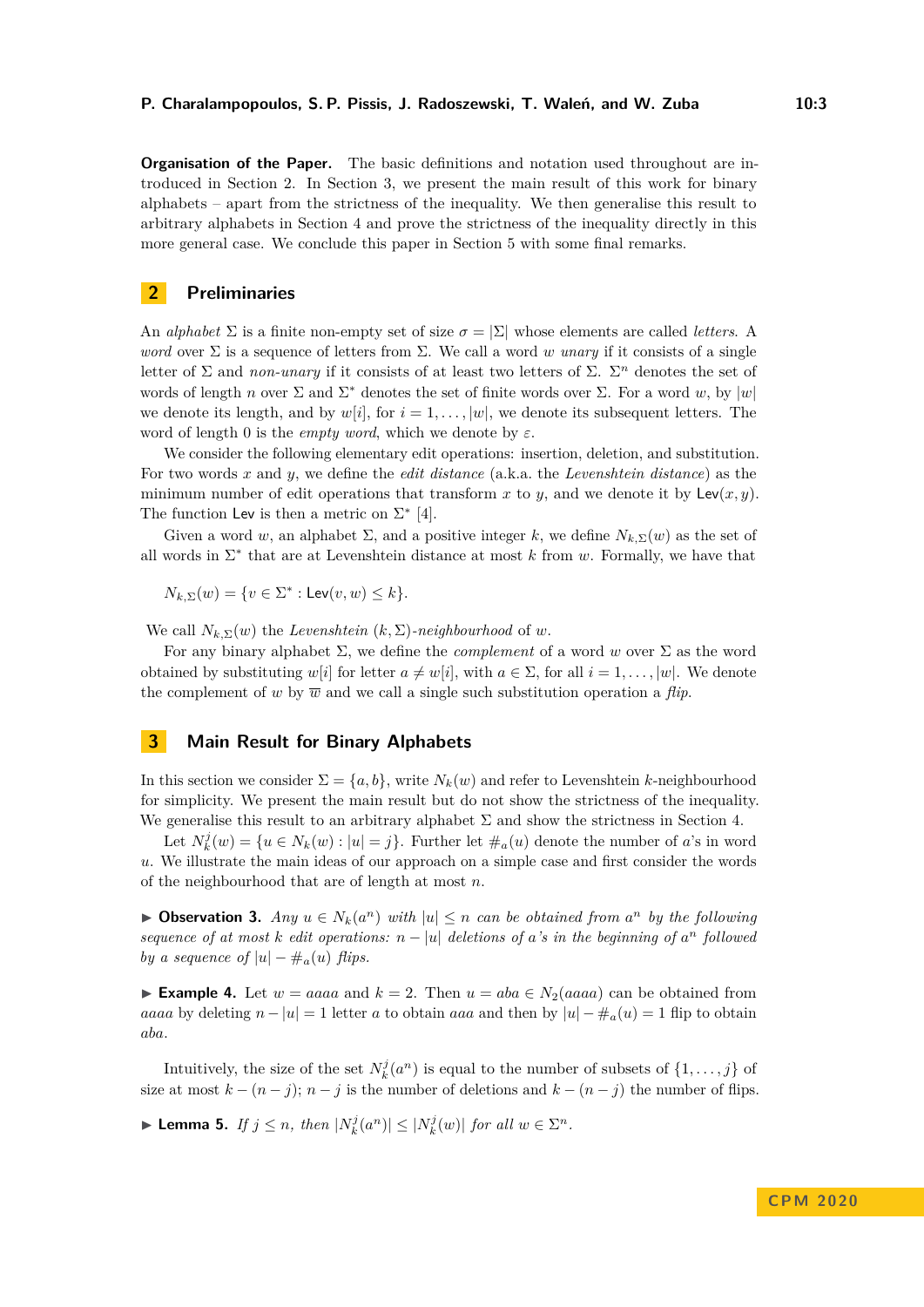**Organisation of the Paper.** The basic definitions and notation used throughout are introduced in Section 2. In Section 3, we present the main result of this work for binary alphabets – apart from the strictness of the inequality. We then generalise this result to arbitrary alphabets in Section 4 and prove the strictness of the inequality directly in this more general case. We conclude this paper in Section 5 with some final remarks.

## 2 Preliminaries

An *alphabet* $\Sigma$ is a finite non-empty set of size $\sigma = |\Sigma|$ whose elements are called *letters*. A *word* over $\Sigma$ is a sequence of letters from $\Sigma$. We call a word $w$ *unary* if it consists of a single letter of $\Sigma$ and *non-unary* if it consists of at least two letters of $\Sigma$. $\Sigma^n$ denotes the set of words of length $n$ over $\Sigma$ and $\Sigma^*$ denotes the set of finite words over $\Sigma$. For a word $w$, by $|w|$ we denote its length, and by $w[i]$, for $i = 1, \ldots, |w|$, we denote its subsequent letters. The word of length 0 is the *empty word*, which we denote by $\varepsilon$.

We consider the following elementary edit operations: insertion, deletion, and substitution. For two words $x$ and $y$, we define the *edit distance* (a.k.a. the *Levenshtein distance*) as the minimum number of edit operations that transform $x$ to $y$, and we denote it by $\mathsf{Lev}(x, y)$. The function $\mathsf{Lev}$ is then a metric on $\Sigma^*$ [4].

Given a word $w$, an alphabet $\Sigma$, and a positive integer $k$, we define $N_{k,\Sigma}(w)$ as the set of all words in $\Sigma^*$ that are at Levenshtein distance at most $k$ from $w$. Formally, we have that

$$N_{k,\Sigma}(w) = \{v \in \Sigma^* : \mathsf{Lev}(v, w) \le k\}.$$

We call $N_{k,\Sigma}(w)$ the *Levenshtein* $(k, \Sigma)$*-neighbourhood* of $w$.

For any binary alphabet $\Sigma$, we define the *complement* of a word $w$ over $\Sigma$ as the word obtained by substituting $w[i]$ for letter $a \neq w[i]$, with $a \in \Sigma$, for all $i = 1, \ldots, |w|$. We denote the complement of $w$ by $\overline{w}$ and we call a single such substitution operation a *flip*.

## 3 Main Result for Binary Alphabets

In this section we consider $\Sigma = \{a, b\}$, write $N_k(w)$ and refer to Levenshtein $k$-neighbourhood for simplicity. We present the main result but do not show the strictness of the inequality. We generalise this result to an arbitrary alphabet $\Sigma$ and show the strictness in Section 4.

Let $N_k^j(w) = \{u \in N_k(w) : |u| = j\}$. Further let $\#_a(u)$ denote the number of $a$'s in word $u$. We illustrate the main ideas of our approach on a simple case and first consider the words of the neighbourhood that are of length at most $n$.

▶ **Observation 3.** *Any $u \in N_k(a^n)$ with $|u| \le n$ can be obtained from $a^n$ by the following sequence of at most $k$ edit operations: $n - |u|$ deletions of $a$'s in the beginning of $a^n$ followed by a sequence of $|u| - \#_a(u)$ flips.*

▶ **Example 4.** Let $w = aaaa$ and $k = 2$. Then $u = aba \in N_2(aaaa)$ can be obtained from $aaaa$ by deleting $n - |u| = 1$ letter $a$ to obtain $aaa$ and then by $|u| - \#_a(u) = 1$ flip to obtain $aba$.

Intuitively, the size of the set $N_k^j(a^n)$ is equal to the number of subsets of $\{1, \ldots, j\}$ of size at most $k - (n - j)$; $n - j$ is the number of deletions and $k - (n - j)$ the number of flips.

▶ **Lemma 5.** *If $j \le n$, then $|N_k^j(a^n)| \le |N_k^j(w)|$ for all $w \in \Sigma^n$.*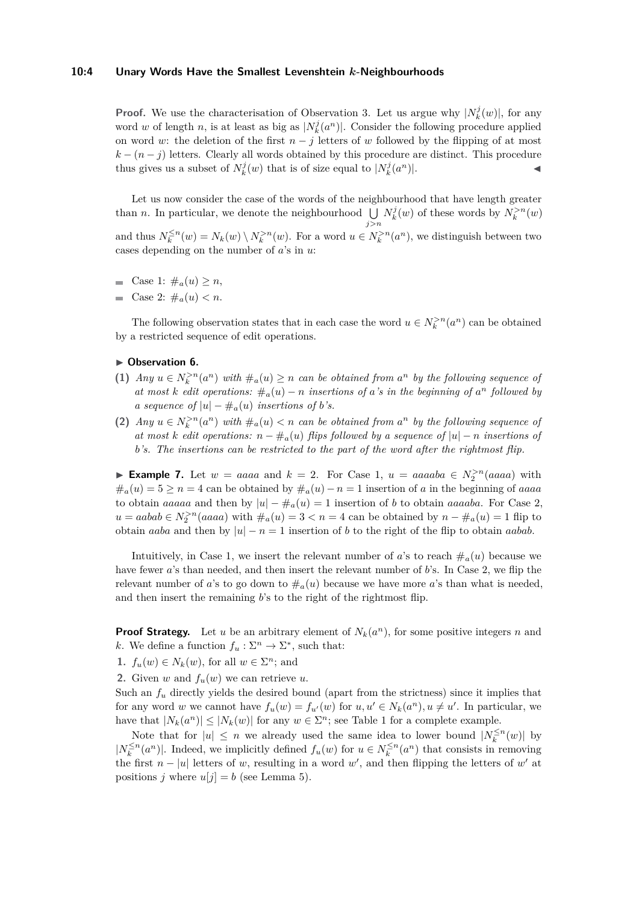**Proof.** We use the characterisation of Observation 3. Let us argue why $|N_k^j(w)|$, for any word $w$ of length $n$, is at least as big as $|N_k^j(a^n)|$. Consider the following procedure applied on word $w$: the deletion of the first $n-j$ letters of $w$ followed by the flipping of at most $k-(n-j)$ letters. Clearly all words obtained by this procedure are distinct. This procedure thus gives us a subset of $N_k^j(w)$ that is of size equal to $|N_k^j(a^n)|$. ◀

Let us now consider the case of the words of the neighbourhood that have length greater than $n$. In particular, we denote the neighbourhood $\bigcup_{j>n} N_k^j(w)$ of these words by $N_k^{>n}(w)$ and thus $N_k^{\leq n}(w) = N_k(w) \setminus N_k^{>n}(w)$. For a word $u \in N_k^{>n}(a^n)$, we distinguish between two cases depending on the number of $a$'s in $u$:

- Case 1: $\#_a(u) \geq n$,
- Case 2: $\#_a(u) < n$.

The following observation states that in each case the word $u \in N_k^{>n}(a^n)$ can be obtained by a restricted sequence of edit operations.

▶ **Observation 6.**

**(1)** *Any $u \in N_k^{>n}(a^n)$ with $\#_a(u) \geq n$ can be obtained from $a^n$ by the following sequence of at most $k$ edit operations: $\#_a(u) - n$ insertions of $a$'s in the beginning of $a^n$ followed by a sequence of $|u| - \#_a(u)$ insertions of $b$'s.*

**(2)** *Any $u \in N_k^{>n}(a^n)$ with $\#_a(u) < n$ can be obtained from $a^n$ by the following sequence of at most $k$ edit operations: $n - \#_a(u)$ flips followed by a sequence of $|u| - n$ insertions of $b$'s. The insertions can be restricted to the part of the word after the rightmost flip.*

▶ **Example 7.** Let $w = aaaa$ and $k = 2$. For Case 1, $u = aaaaba \in N_2^{>n}(aaaa)$ with $\#_a(u) = 5 \geq n = 4$ can be obtained by $\#_a(u) - n = 1$ insertion of $a$ in the beginning of $aaaa$ to obtain $aaaaa$ and then by $|u| - \#_a(u) = 1$ insertion of $b$ to obtain $aaaaba$. For Case 2, $u = aabab \in N_2^{>n}(aaaa)$ with $\#_a(u) = 3 < n = 4$ can be obtained by $n - \#_a(u) = 1$ flip to obtain $aaba$ and then by $|u| - n = 1$ insertion of $b$ to the right of the flip to obtain $aabab$.

Intuitively, in Case 1, we insert the relevant number of $a$'s to reach $\#_a(u)$ because we have fewer $a$'s than needed, and then insert the relevant number of $b$'s. In Case 2, we flip the relevant number of $a$'s to go down to $\#_a(u)$ because we have more $a$'s than what is needed, and then insert the remaining $b$'s to the right of the rightmost flip.

**Proof Strategy.** Let $u$ be an arbitrary element of $N_k(a^n)$, for some positive integers $n$ and $k$. We define a function $f_u : \Sigma^n \to \Sigma^*$, such that:

1. $f_u(w) \in N_k(w)$, for all $w \in \Sigma^n$; and
2. Given $w$ and $f_u(w)$ we can retrieve $u$.

Such an $f_u$ directly yields the desired bound (apart from the strictness) since it implies that for any word $w$ we cannot have $f_u(w) = f_{u'}(w)$ for $u, u' \in N_k(a^n), u \neq u'$. In particular, we have that $|N_k(a^n)| \leq |N_k(w)|$ for any $w \in \Sigma^n$; see Table 1 for a complete example.

Note that for $|u| \leq n$ we already used the same idea to lower bound $|N_k^{\leq n}(w)|$ by $|N_k^{\leq n}(a^n)|$. Indeed, we implicitly defined $f_u(w)$ for $u \in N_k^{\leq n}(a^n)$ that consists in removing the first $n - |u|$ letters of $w$, resulting in a word $w'$, and then flipping the letters of $w'$ at positions $j$ where $u[j] = b$ (see Lemma 5).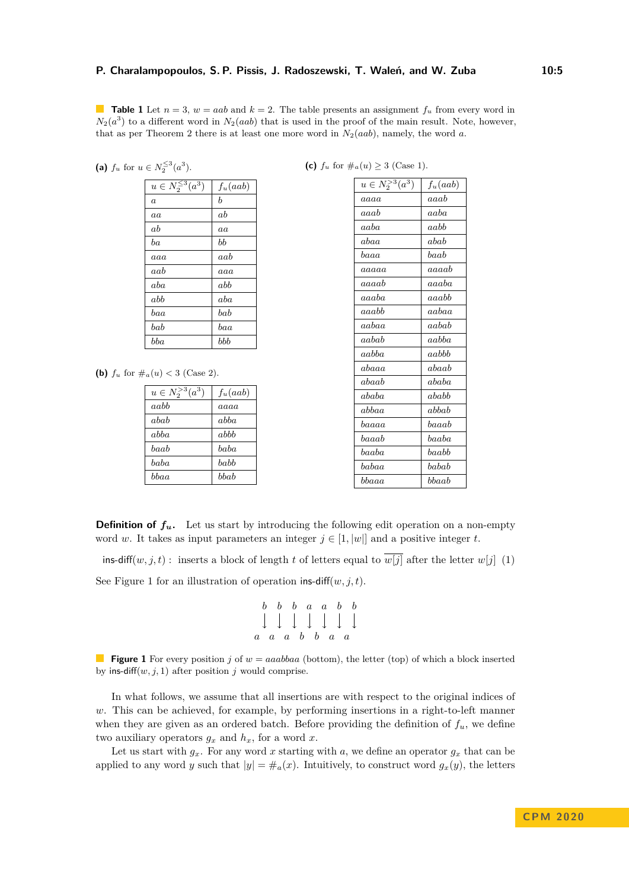**Table 1** Let $n = 3$, $w = aab$ and $k = 2$. The table presents an assignment $f_u$ from every word in $N_2(a^3)$ to a different word in $N_2(aab)$ that is used in the proof of the main result. Note, however, that as per Theorem 2 there is at least one more word in $N_2(aab)$, namely, the word $a$.

**(a)** $f_u$ for $u \in N_2^{\leq 3}(a^3)$.

| $u \in N_2^{\leq 3}(a^3)$ | $f_u(aab)$ |
|---|---|
| $a$ | $b$ |
| $aa$ | $ab$ |
| $ab$ | $aa$ |
| $ba$ | $bb$ |
| $aaa$ | $aab$ |
| $aab$ | $aaa$ |
| $aba$ | $abb$ |
| $abb$ | $aba$ |
| $baa$ | $bab$ |
| $bab$ | $baa$ |
| $bba$ | $bbb$ |

**(b)** $f_u$ for $\#_a(u) < 3$ (Case 2).

| $u \in N_2^{>3}(a^3)$ | $f_u(aab)$ |
|---|---|
| $aabb$ | $aaaa$ |
| $abab$ | $abba$ |
| $abba$ | $abbb$ |
| $baab$ | $baba$ |
| $baba$ | $babb$ |
| $bbaa$ | $bbab$ |

**(c)** $f_u$ for $\#_a(u) \geq 3$ (Case 1).

| $u \in N_2^{>3}(a^3)$ | $f_u(aab)$ |
|---|---|
| $aaaa$ | $aaab$ |
| $aaab$ | $aaba$ |
| $aaba$ | $aabb$ |
| $abaa$ | $abab$ |
| $baaa$ | $baab$ |
| $aaaaa$ | $aaaab$ |
| $aaaab$ | $aaaba$ |
| $aaaba$ | $aaabb$ |
| $aaabb$ | $aabaa$ |
| $aabaa$ | $aabab$ |
| $aabab$ | $aabba$ |
| $aabba$ | $aabbb$ |
| $abaaa$ | $abaab$ |
| $abaab$ | $ababa$ |
| $ababa$ | $ababb$ |
| $abbaa$ | $abbab$ |
| $baaaa$ | $baaab$ |
| $baaab$ | $baaba$ |
| $baaba$ | $baabb$ |
| $babaa$ | $babab$ |
| $bbaaa$ | $bbaab$ |

**Definition of $f_u$.** Let us start by introducing the following edit operation on a non-empty word $w$. It takes as input parameters an integer $j \in [1, |w|]$ and a positive integer $t$.

$$\textsf{ins-diff}(w, j, t) : \text{ inserts a block of length } t \text{ of letters equal to } \overline{w[j]} \text{ after the letter } w[j] \quad (1)$$

See Figure 1 for an illustration of operation ins-diff$(w, j, t)$.

$$\begin{array}{ccccccc} b & b & b & a & a & b & b \\ \downarrow & \downarrow & \downarrow & \downarrow & \downarrow & \downarrow & \downarrow \\ a & a & a & b & b & a & a \end{array}$$

**Figure 1** For every position $j$ of $w = aaabbaa$ (bottom), the letter (top) of which a block inserted by ins-diff$(w, j, 1)$ after position $j$ would comprise.

In what follows, we assume that all insertions are with respect to the original indices of $w$. This can be achieved, for example, by performing insertions in a right-to-left manner when they are given as an ordered batch. Before providing the definition of $f_u$, we define two auxiliary operators $g_x$ and $h_x$, for a word $x$.

Let us start with $g_x$. For any word $x$ starting with $a$, we define an operator $g_x$ that can be applied to any word $y$ such that $|y| = \#_a(x)$. Intuitively, to construct word $g_x(y)$, the letters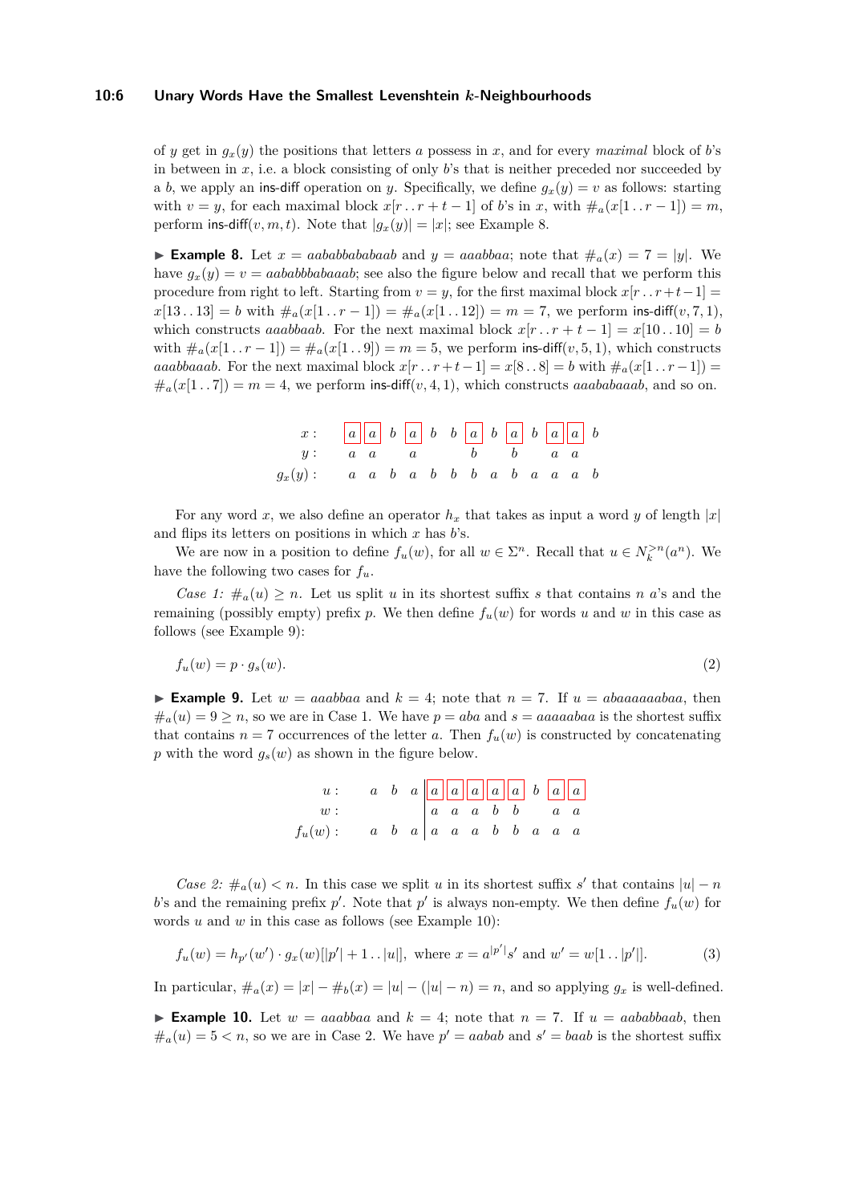of $y$ get in $g_x(y)$ the positions that letters $a$ possess in $x$, and for every *maximal* block of $b$'s in between in $x$, i.e. a block consisting of only $b$'s that is neither preceded nor succeeded by a $b$, we apply an ins-diff operation on $y$. Specifically, we define $g_x(y) = v$ as follows: starting with $v = y$, for each maximal block $x[r \,.\,. r+t-1]$ of $b$'s in $x$, with $\#_a(x[1 \,.\,. r-1]) = m$, perform ins-diff$(v, m, t)$. Note that $|g_x(y)| = |x|$; see Example 8.

▶ **Example 8.** Let $x = aababbababaab$ and $y = aaabbaa$; note that $\#_a(x) = 7 = |y|$. We have $g_x(y) = v = aababbbabaaab$; see also the figure below and recall that we perform this procedure from right to left. Starting from $v = y$, for the first maximal block $x[r \,.\,. r+t-1] = x[13 \,.\,. 13] = b$ with $\#_a(x[1 \,.\,. r-1]) = \#_a(x[1 \,.\,. 12]) = m = 7$, we perform ins-diff$(v, 7, 1)$, which constructs $aaabbaab$. For the next maximal block $x[r \,.\,. r+t-1] = x[10 \,.\,. 10] = b$ with $\#_a(x[1 \,.\,. r-1]) = \#_a(x[1 \,.\,. 9]) = m = 5$, we perform ins-diff$(v, 5, 1)$, which constructs $aaabbaaab$. For the next maximal block $x[r \,.\,. r+t-1] = x[8 \,.\,. 8] = b$ with $\#_a(x[1 \,.\,. r-1]) = \#_a(x[1 \,.\,. 7]) = m = 4$, we perform ins-diff$(v, 4, 1)$, which constructs $aaababaaab$, and so on.

| | | | | | | | | | | | | | |
|---|---|---|---|---|---|---|---|---|---|---|---|---|---|
| $x$ : | [a] | [a] | b | [a] | b | b | [a] | b | [a] | b | [a] | [a] | b |
| $y$ : | a | a | | a | | | b | | b | | a | a | |
| $g_x(y)$ : | a | a | b | a | b | b | b | a | b | a | a | a | b |

For any word $x$, we also define an operator $h_x$ that takes as input a word $y$ of length $|x|$ and flips its letters on positions in which $x$ has $b$'s.

We are now in a position to define $f_u(w)$, for all $w \in \Sigma^n$. Recall that $u \in N_k^{>n}(a^n)$. We have the following two cases for $f_u$.

*Case 1:* $\#_a(u) \geq n$. Let us split $u$ in its shortest suffix $s$ that contains $n$ $a$'s and the remaining (possibly empty) prefix $p$. We then define $f_u(w)$ for words $u$ and $w$ in this case as follows (see Example 9):

$$f_u(w) = p \cdot g_s(w). \tag{2}$$

▶ **Example 9.** Let $w = aaabbaa$ and $k = 4$; note that $n = 7$. If $u = abaaaaabaa$, then $\#_a(u) = 9 \geq n$, so we are in Case 1. We have $p = aba$ and $s = aaaaabaa$ is the shortest suffix that contains $n = 7$ occurrences of the letter $a$. Then $f_u(w)$ is constructed by concatenating $p$ with the word $g_s(w)$ as shown in the figure below.

| | | | | | | | | | | | | |
|---|---|---|---|---|---|---|---|---|---|---|---|---|
| $u$ : | a | b | a | [a] | [a] | [a] | [a] | [a] | b | [a] | [a] |
| $w$ : | | | | a | a | a | b | b | | a | a |
| $f_u(w)$ : | a | b | a | a | a | a | b | b | a | a | a |

*Case 2:* $\#_a(u) < n$. In this case we split $u$ in its shortest suffix $s'$ that contains $|u| - n$ $b$'s and the remaining prefix $p'$. Note that $p'$ is always non-empty. We then define $f_u(w)$ for words $u$ and $w$ in this case as follows (see Example 10):

$$f_u(w) = h_{p'}(w') \cdot g_x(w)[|p'|+1 \,.\,. |u|], \text{ where } x = a^{|p'|}s' \text{ and } w' = w[1 \,.\,. |p'|]. \tag{3}$$

In particular, $\#_a(x) = |x| - \#_b(x) = |u| - (|u| - n) = n$, and so applying $g_x$ is well-defined.

▶ **Example 10.** Let $w = aaabbaa$ and $k = 4$; note that $n = 7$. If $u = aababbaab$, then $\#_a(u) = 5 < n$, so we are in Case 2. We have $p' = aabab$ and $s' = baab$ is the shortest suffix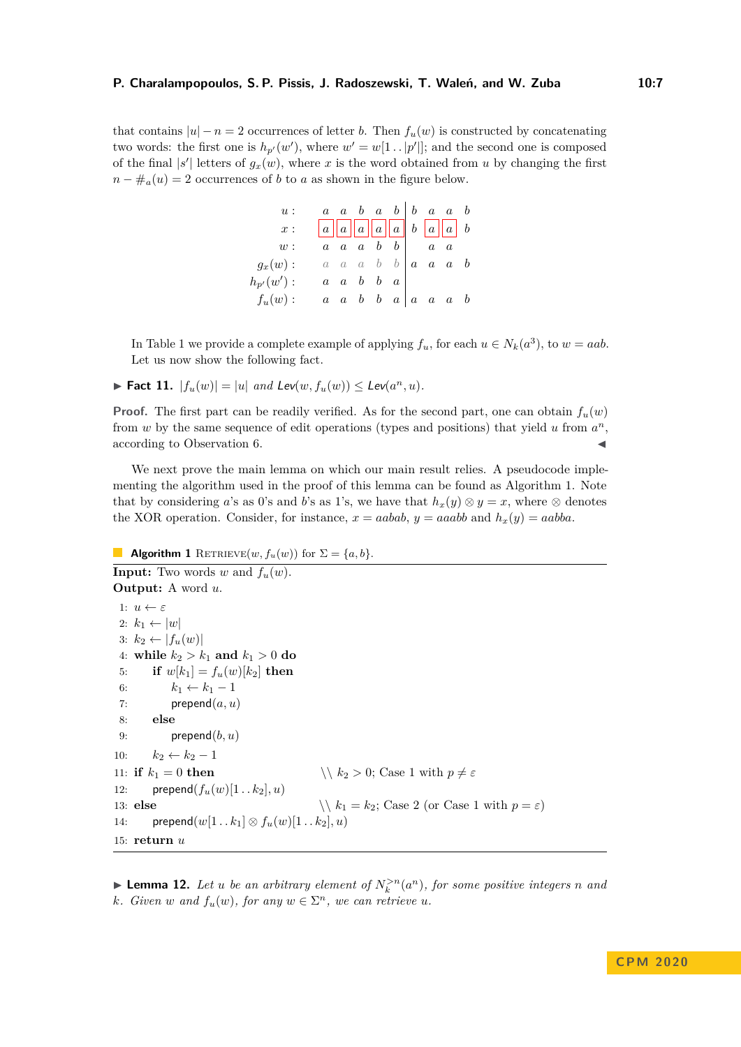that contains $|u| - n = 2$ occurrences of letter $b$. Then $f_u(w)$ is constructed by concatenating two words: the first one is $h_{p'}(w')$, where $w' = w[1\,..\,|p'|]$; and the second one is composed of the final $|s'|$ letters of $g_x(w)$, where $x$ is the word obtained from $u$ by changing the first $n - \#_a(u) = 2$ occurrences of $b$ to $a$ as shown in the figure below.

| | | | | | | | | | |
|---|---|---|---|---|---|---|---|---|---|
| $u$ : | $a$ | $a$ | $b$ | $a$ | $b$ | $b$ | $a$ | $a$ | $b$ |
| $x$ : | $a$ | $a$ | $a$ | $a$ | $a$ | $b$ | $a$ | $a$ | $b$ |
| $w$ : | $a$ | $a$ | $a$ | $b$ | $b$ | | $a$ | $a$ | |
| $g_x(w)$ : | $a$ | $a$ | $a$ | $b$ | $b$ | $a$ | $a$ | $a$ | $b$ |
| $h_{p'}(w')$ : | $a$ | $a$ | $b$ | $b$ | $a$ | | | | |
| $f_u(w)$ : | $a$ | $a$ | $b$ | $b$ | $a$ | $a$ | $a$ | $a$ | $b$ |

In Table 1 we provide a complete example of applying $f_u$, for each $u \in N_k(a^3)$, to $w = aab$. Let us now show the following fact.

▶ **Fact 11.** $|f_u(w)| = |u|$ *and* $\mathsf{Lev}(w, f_u(w)) \leq \mathsf{Lev}(a^n, u)$.

**Proof.** The first part can be readily verified. As for the second part, one can obtain $f_u(w)$ from $w$ by the same sequence of edit operations (types and positions) that yield $u$ from $a^n$, according to Observation 6. ◀

We next prove the main lemma on which our main result relies. A pseudocode implementing the algorithm used in the proof of this lemma can be found as Algorithm 1. Note that by considering $a$'s as 0's and $b$'s as 1's, we have that $h_x(y) \otimes y = x$, where $\otimes$ denotes the XOR operation. Consider, for instance, $x = aabab$, $y = aaabb$ and $h_x(y) = aabba$.

**Algorithm 1** RETRIEVE$(w, f_u(w))$ for $\Sigma = \{a, b\}$.

**Input:** Two words $w$ and $f_u(w)$.
**Output:** A word $u$.

```
1:  u ← ε
2:  k1 ← |w|
3:  k2 ← |f_u(w)|
4:  while k2 > k1 and k1 > 0 do
5:      if w[k1] = f_u(w)[k2] then
6:          k1 ← k1 − 1
7:          prepend(a, u)
8:      else
9:          prepend(b, u)
10:     k2 ← k2 − 1
11: if k1 = 0 then                  \\ k2 > 0; Case 1 with p ≠ ε
12:     prepend(f_u(w)[1..k2], u)
13: else                            \\ k1 = k2; Case 2 (or Case 1 with p = ε)
14:     prepend(w[1..k1] ⊗ f_u(w)[1..k2], u)
15: return u
```

▶ **Lemma 12.** *Let $u$ be an arbitrary element of $N_k^{>n}(a^n)$, for some positive integers $n$ and $k$. Given $w$ and $f_u(w)$, for any $w \in \Sigma^n$, we can retrieve $u$.*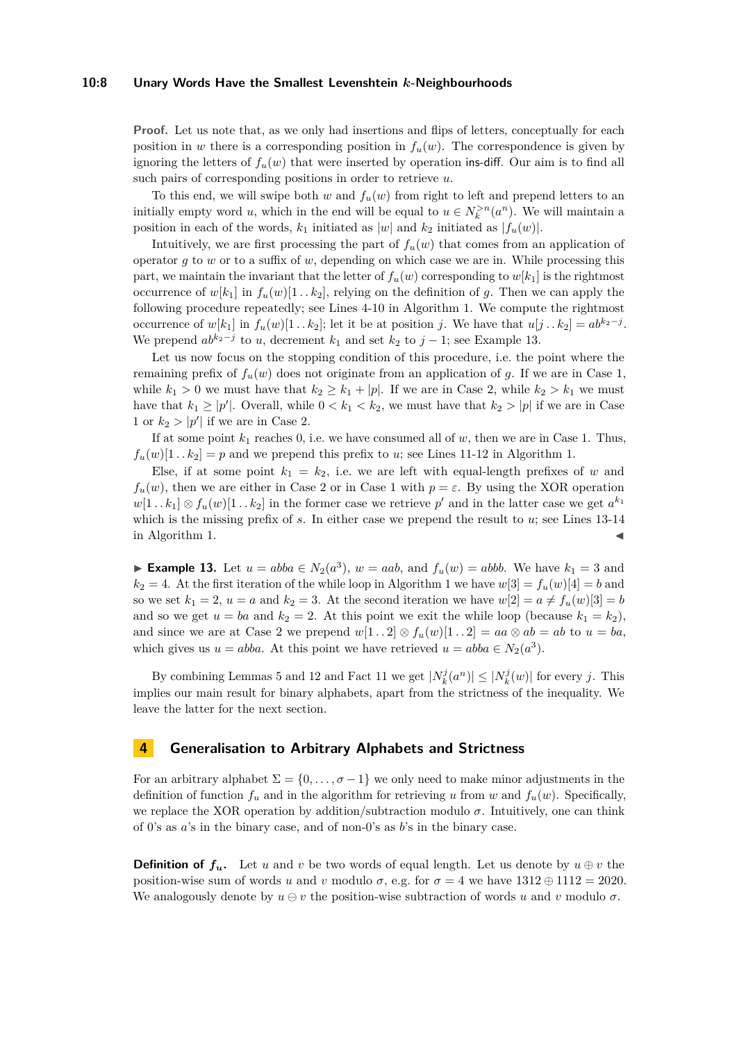**Proof.** Let us note that, as we only had insertions and flips of letters, conceptually for each position in $w$ there is a corresponding position in $f_u(w)$. The correspondence is given by ignoring the letters of $f_u(w)$ that were inserted by operation ins-diff. Our aim is to find all such pairs of corresponding positions in order to retrieve $u$.

To this end, we will swipe both $w$ and $f_u(w)$ from right to left and prepend letters to an initially empty word $u$, which in the end will be equal to $u \in N_k^{>n}(a^n)$. We will maintain a position in each of the words, $k_1$ initiated as $|w|$ and $k_2$ initiated as $|f_u(w)|$.

Intuitively, we are first processing the part of $f_u(w)$ that comes from an application of operator $g$ to $w$ or to a suffix of $w$, depending on which case we are in. While processing this part, we maintain the invariant that the letter of $f_u(w)$ corresponding to $w[k_1]$ is the rightmost occurrence of $w[k_1]$ in $f_u(w)[1\,..\,k_2]$, relying on the definition of $g$. Then we can apply the following procedure repeatedly; see Lines 4-10 in Algorithm 1. We compute the rightmost occurrence of $w[k_1]$ in $f_u(w)[1\,..\,k_2]$; let it be at position $j$. We have that $u[j\,..\,k_2] = ab^{k_2-j}$. We prepend $ab^{k_2-j}$ to $u$, decrement $k_1$ and set $k_2$ to $j-1$; see Example 13.

Let us now focus on the stopping condition of this procedure, i.e. the point where the remaining prefix of $f_u(w)$ does not originate from an application of $g$. If we are in Case 1, while $k_1 > 0$ we must have that $k_2 \geq k_1 + |p|$. If we are in Case 2, while $k_2 > k_1$ we must have that $k_1 \geq |p'|$. Overall, while $0 < k_1 < k_2$, we must have that $k_2 > |p|$ if we are in Case 1 or $k_2 > |p'|$ if we are in Case 2.

If at some point $k_1$ reaches 0, i.e. we have consumed all of $w$, then we are in Case 1. Thus, $f_u(w)[1\,..\,k_2] = p$ and we prepend this prefix to $u$; see Lines 11-12 in Algorithm 1.

Else, if at some point $k_1 = k_2$, i.e. we are left with equal-length prefixes of $w$ and $f_u(w)$, then we are either in Case 2 or in Case 1 with $p = \varepsilon$. By using the XOR operation $w[1\,..\,k_1] \otimes f_u(w)[1\,..\,k_2]$ in the former case we retrieve $p'$ and in the latter case we get $a^{k_1}$ which is the missing prefix of $s$. In either case we prepend the result to $u$; see Lines 13-14 in Algorithm 1. ◀

▶ **Example 13.** Let $u = abba \in N_2(a^3)$, $w = aab$, and $f_u(w) = abbb$. We have $k_1 = 3$ and $k_2 = 4$. At the first iteration of the while loop in Algorithm 1 we have $w[3] = f_u(w)[4] = b$ and so we set $k_1 = 2$, $u = a$ and $k_2 = 3$. At the second iteration we have $w[2] = a \neq f_u(w)[3] = b$ and so we get $u = ba$ and $k_2 = 2$. At this point we exit the while loop (because $k_1 = k_2$), and since we are at Case 2 we prepend $w[1\,..\,2] \otimes f_u(w)[1\,..\,2] = aa \otimes ab = ab$ to $u = ba$, which gives us $u = abba$. At this point we have retrieved $u = abba \in N_2(a^3)$.

By combining Lemmas 5 and 12 and Fact 11 we get $|N_k^j(a^n)| \leq |N_k^j(w)|$ for every $j$. This implies our main result for binary alphabets, apart from the strictness of the inequality. We leave the latter for the next section.

## 4 Generalisation to Arbitrary Alphabets and Strictness

For an arbitrary alphabet $\Sigma = \{0, \ldots, \sigma - 1\}$ we only need to make minor adjustments in the definition of function $f_u$ and in the algorithm for retrieving $u$ from $w$ and $f_u(w)$. Specifically, we replace the XOR operation by addition/subtraction modulo $\sigma$. Intuitively, one can think of 0's as $a$'s in the binary case, and of non-0's as $b$'s in the binary case.

**Definition of $f_u$.** Let $u$ and $v$ be two words of equal length. Let us denote by $u \oplus v$ the position-wise sum of words $u$ and $v$ modulo $\sigma$, e.g. for $\sigma = 4$ we have $1312 \oplus 1112 = 2020$. We analogously denote by $u \ominus v$ the position-wise subtraction of words $u$ and $v$ modulo $\sigma$.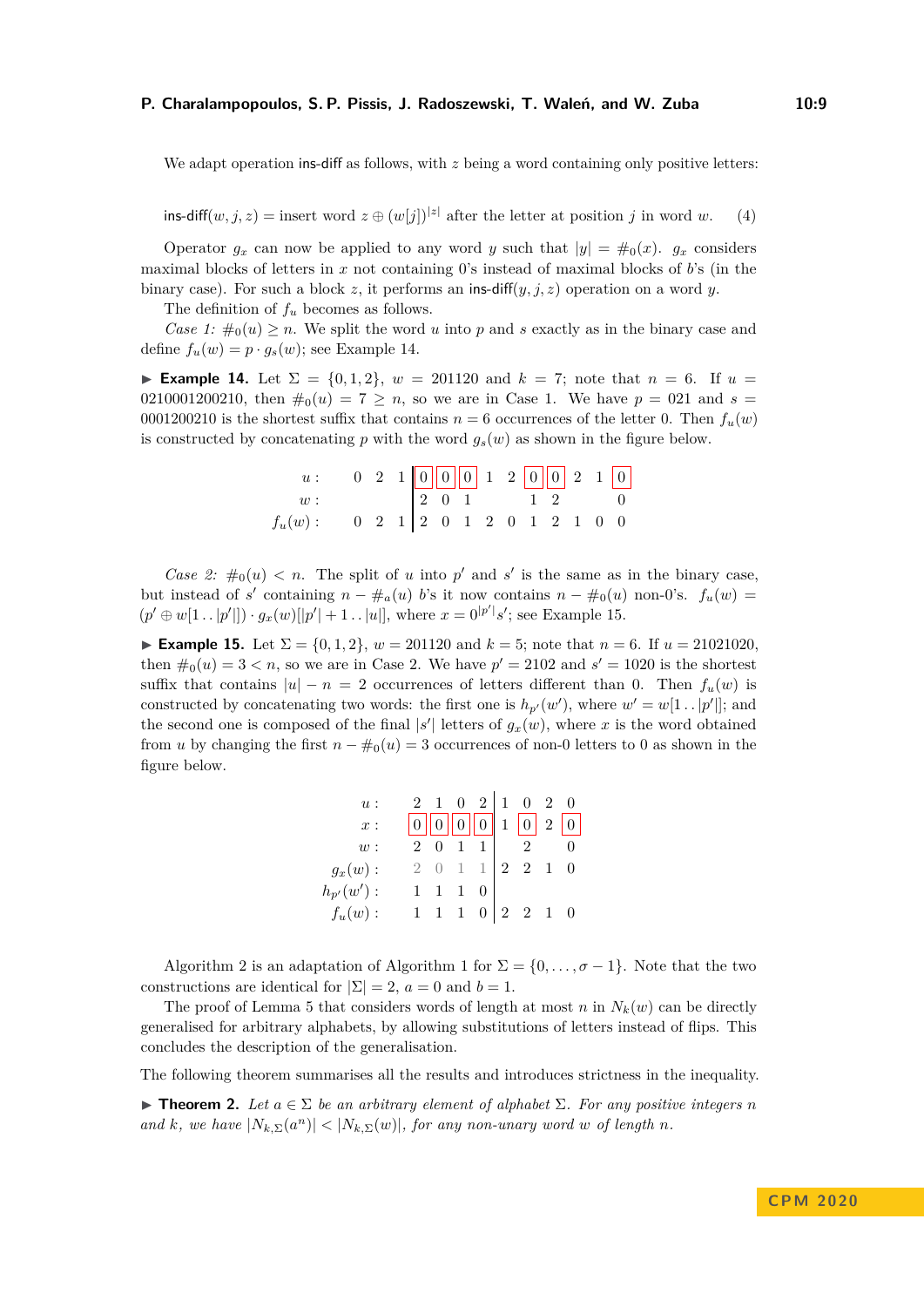We adapt operation ins-diff as follows, with $z$ being a word containing only positive letters:

$$\text{ins-diff}(w, j, z) = \text{insert word } z \oplus (w[j])^{|z|} \text{ after the letter at position } j \text{ in word } w. \quad (4)$$

Operator $g_x$ can now be applied to any word $y$ such that $|y| = \#_0(x)$. $g_x$ considers maximal blocks of letters in $x$ not containing 0's instead of maximal blocks of $b$'s (in the binary case). For such a block $z$, it performs an ins-diff$(y, j, z)$ operation on a word $y$.

The definition of $f_u$ becomes as follows.

*Case 1:* $\#_0(u) \geq n$. We split the word $u$ into $p$ and $s$ exactly as in the binary case and define $f_u(w) = p \cdot g_s(w)$; see Example 14.

▶ **Example 14.** Let $\Sigma = \{0, 1, 2\}$, $w = 201120$ and $k = 7$; note that $n = 6$. If $u = 0210001200210$, then $\#_0(u) = 7 \geq n$, so we are in Case 1. We have $p = 021$ and $s = 0001200210$ is the shortest suffix that contains $n = 6$ occurrences of the letter 0. Then $f_u(w)$ is constructed by concatenating $p$ with the word $g_s(w)$ as shown in the figure below.

| | | | | | | | | | | | | | |
|---|---|---|---|---|---|---|---|---|---|---|---|---|---|
| $u$ : | 0 | 2 | 1 | 0 | 0 | 0 | 1 | 2 | 0 | 0 | 2 | 1 | 0 |
| $w$ : | | | | 2 | 0 | 1 | | | 1 | 2 | | | 0 |
| $f_u(w)$ : | 0 | 2 | 1 | 2 | 0 | 1 | 2 | 0 | 1 | 2 | 1 | 0 | 0 |

*Case 2:* $\#_0(u) < n$. The split of $u$ into $p'$ and $s'$ is the same as in the binary case, but instead of $s'$ containing $n - \#_a(u)$ $b$'s it now contains $n - \#_0(u)$ non-0's. $f_u(w) = (p' \oplus w[1\,..\,|p'|]) \cdot g_x(w)[|p'| + 1\,..\,|u|]$, where $x = 0^{|p'|}s'$; see Example 15.

▶ **Example 15.** Let $\Sigma = \{0, 1, 2\}$, $w = 201120$ and $k = 5$; note that $n = 6$. If $u = 21021020$, then $\#_0(u) = 3 < n$, so we are in Case 2. We have $p' = 2102$ and $s' = 1020$ is the shortest suffix that contains $|u| - n = 2$ occurrences of letters different than 0. Then $f_u(w)$ is constructed by concatenating two words: the first one is $h_{p'}(w')$, where $w' = w[1\,..\,|p'|]$; and the second one is composed of the final $|s'|$ letters of $g_x(w)$, where $x$ is the word obtained from $u$ by changing the first $n - \#_0(u) = 3$ occurrences of non-0 letters to 0 as shown in the figure below.

| | | | | | | | | |
|---|---|---|---|---|---|---|---|---|
| $u$ : | 2 | 1 | 0 | 2 | 1 | 0 | 2 | 0 |
| $x$ : | 0 | 0 | 0 | 0 | 1 | 0 | 2 | 0 |
| $w$ : | 2 | 0 | 1 | 1 | | 2 | | 0 |
| $g_x(w)$ : | 2 | 0 | 1 | 1 | 2 | 2 | 1 | 0 |
| $h_{p'}(w')$ : | 1 | 1 | 1 | 0 | | | | |
| $f_u(w)$ : | 1 | 1 | 1 | 0 | 2 | 2 | 1 | 0 |

Algorithm 2 is an adaptation of Algorithm 1 for $\Sigma = \{0, \ldots, \sigma - 1\}$. Note that the two constructions are identical for $|\Sigma| = 2$, $a = 0$ and $b = 1$.

The proof of Lemma 5 that considers words of length at most $n$ in $N_k(w)$ can be directly generalised for arbitrary alphabets, by allowing substitutions of letters instead of flips. This concludes the description of the generalisation.

The following theorem summarises all the results and introduces strictness in the inequality.

▶ **Theorem 2.** *Let $a \in \Sigma$ be an arbitrary element of alphabet $\Sigma$. For any positive integers $n$ and $k$, we have $|N_{k,\Sigma}(a^n)| < |N_{k,\Sigma}(w)|$, for any non-unary word $w$ of length $n$.*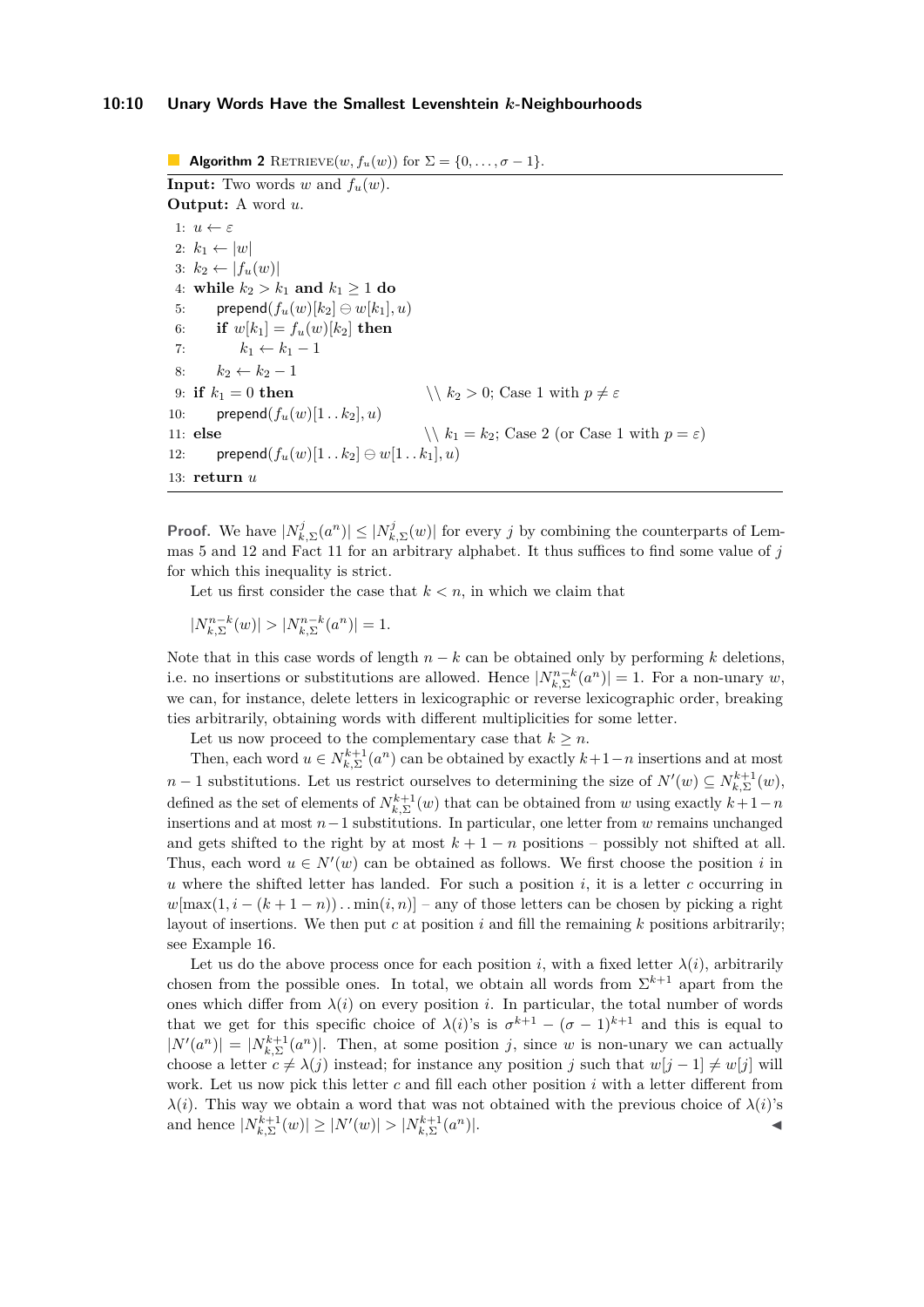**Algorithm 2** RETRIEVE($w, f_u(w)$) for $\Sigma = \{0, \ldots, \sigma - 1\}$.

**Input:** Two words $w$ and $f_u(w)$.
**Output:** A word $u$.

```
1:  u ← ε
2:  k1 ← |w|
3:  k2 ← |f_u(w)|
4:  while k2 > k1 and k1 ≥ 1 do
5:      prepend(f_u(w)[k2] ⊖ w[k1], u)
6:      if w[k1] = f_u(w)[k2] then
7:          k1 ← k1 − 1
8:      k2 ← k2 − 1
9:  if k1 = 0 then                    \\ k2 > 0; Case 1 with p ≠ ε
10:     prepend(f_u(w)[1..k2], u)
11: else                              \\ k1 = k2; Case 2 (or Case 1 with p = ε)
12:     prepend(f_u(w)[1..k2] ⊖ w[1..k1], u)
13: return u
```

**Proof.** We have $|N^j_{k,\Sigma}(a^n)| \leq |N^j_{k,\Sigma}(w)|$ for every $j$ by combining the counterparts of Lemmas 5 and 12 and Fact 11 for an arbitrary alphabet. It thus suffices to find some value of $j$ for which this inequality is strict.

Let us first consider the case that $k < n$, in which we claim that

$$|N^{n-k}_{k,\Sigma}(w)| > |N^{n-k}_{k,\Sigma}(a^n)| = 1.$$

Note that in this case words of length $n - k$ can be obtained only by performing $k$ deletions, i.e. no insertions or substitutions are allowed. Hence $|N^{n-k}_{k,\Sigma}(a^n)| = 1$. For a non-unary $w$, we can, for instance, delete letters in lexicographic or reverse lexicographic order, breaking ties arbitrarily, obtaining words with different multiplicities for some letter.

Let us now proceed to the complementary case that $k \geq n$.

Then, each word $u \in N^{k+1}_{k,\Sigma}(a^n)$ can be obtained by exactly $k+1-n$ insertions and at most $n-1$ substitutions. Let us restrict ourselves to determining the size of $N'(w) \subseteq N^{k+1}_{k,\Sigma}(w)$, defined as the set of elements of $N^{k+1}_{k,\Sigma}(w)$ that can be obtained from $w$ using exactly $k+1-n$ insertions and at most $n-1$ substitutions. In particular, one letter from $w$ remains unchanged and gets shifted to the right by at most $k+1-n$ positions – possibly not shifted at all. Thus, each word $u \in N'(w)$ can be obtained as follows. We first choose the position $i$ in $u$ where the shifted letter has landed. For such a position $i$, it is a letter $c$ occurring in $w[\max(1, i-(k+1-n))\,..\,\min(i,n)]$ – any of those letters can be chosen by picking a right layout of insertions. We then put $c$ at position $i$ and fill the remaining $k$ positions arbitrarily; see Example 16.

Let us do the above process once for each position $i$, with a fixed letter $\lambda(i)$, arbitrarily chosen from the possible ones. In total, we obtain all words from $\Sigma^{k+1}$ apart from the ones which differ from $\lambda(i)$ on every position $i$. In particular, the total number of words that we get for this specific choice of $\lambda(i)$'s is $\sigma^{k+1} - (\sigma-1)^{k+1}$ and this is equal to $|N'(a^n)| = |N^{k+1}_{k,\Sigma}(a^n)|$. Then, at some position $j$, since $w$ is non-unary we can actually choose a letter $c \neq \lambda(j)$ instead; for instance any position $j$ such that $w[j-1] \neq w[j]$ will work. Let us now pick this letter $c$ and fill each other position $i$ with a letter different from $\lambda(i)$. This way we obtain a word that was not obtained with the previous choice of $\lambda(i)$'s and hence $|N^{k+1}_{k,\Sigma}(w)| \geq |N'(w)| > |N^{k+1}_{k,\Sigma}(a^n)|$. ◀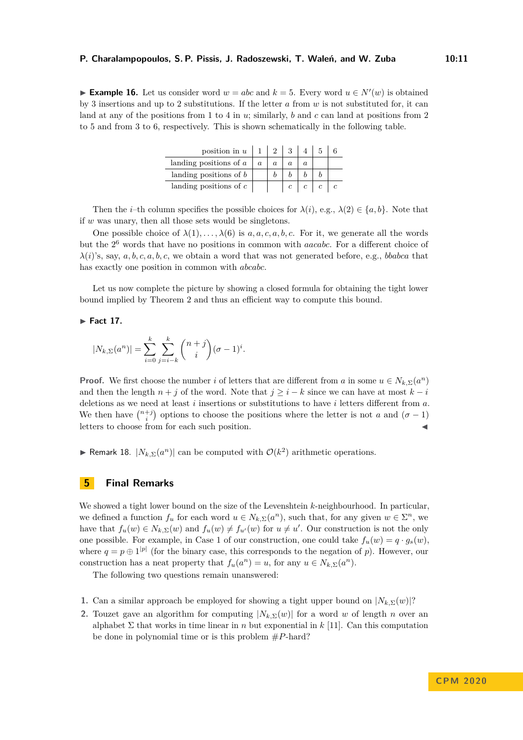▶ **Example 16.** Let us consider word $w = abc$ and $k = 5$. Every word $u \in N'(w)$ is obtained by 3 insertions and up to 2 substitutions. If the letter $a$ from $w$ is not substituted for, it can land at any of the positions from 1 to 4 in $u$; similarly, $b$ and $c$ can land at positions from 2 to 5 and from 3 to 6, respectively. This is shown schematically in the following table.

| position in $u$ | 1 | 2 | 3 | 4 | 5 | 6 |
|---|---|---|---|---|---|---|
| landing positions of $a$ | $a$ | $a$ | $a$ | $a$ | | |
| landing positions of $b$ | | $b$ | $b$ | $b$ | $b$ | |
| landing positions of $c$ | | | $c$ | $c$ | $c$ | $c$ |

Then the $i$–th column specifies the possible choices for $\lambda(i)$, e.g., $\lambda(2) \in \{a, b\}$. Note that if $w$ was unary, then all those sets would be singletons.

One possible choice of $\lambda(1), \dots, \lambda(6)$ is $a, a, c, a, b, c$. For it, we generate all the words but the $2^6$ words that have no positions in common with $aacabc$. For a different choice of $\lambda(i)$'s, say, $a, b, c, a, b, c$, we obtain a word that was not generated before, e.g., $bbabca$ that has exactly one position in common with $abcabc$.

Let us now complete the picture by showing a closed formula for obtaining the tight lower bound implied by Theorem 2 and thus an efficient way to compute this bound.

▶ **Fact 17.**

$$|N_{k,\Sigma}(a^n)| = \sum_{i=0}^{k} \sum_{j=i-k}^{k} \binom{n+j}{i} (\sigma - 1)^i.$$

**Proof.** We first choose the number $i$ of letters that are different from $a$ in some $u \in N_{k,\Sigma}(a^n)$ and then the length $n + j$ of the word. Note that $j \geq i - k$ since we can have at most $k - i$ deletions as we need at least $i$ insertions or substitutions to have $i$ letters different from $a$. We then have $\binom{n+j}{i}$ options to choose the positions where the letter is not $a$ and $(\sigma - 1)$ letters to choose from for each such position. ◀

▶ Remark 18. $|N_{k,\Sigma}(a^n)|$ can be computed with $\mathcal{O}(k^2)$ arithmetic operations.

## 5 Final Remarks

We showed a tight lower bound on the size of the Levenshtein $k$-neighbourhood. In particular, we defined a function $f_u$ for each word $u \in N_{k,\Sigma}(a^n)$, such that, for any given $w \in \Sigma^n$, we have that $f_u(w) \in N_{k,\Sigma}(w)$ and $f_u(w) \neq f_{u'}(w)$ for $u \neq u'$. Our construction is not the only one possible. For example, in Case 1 of our construction, one could take $f_u(w) = q \cdot g_s(w)$, where $q = p \oplus 1^{|p|}$ (for the binary case, this corresponds to the negation of $p$). However, our construction has a neat property that $f_u(a^n) = u$, for any $u \in N_{k,\Sigma}(a^n)$.

The following two questions remain unanswered:

1. Can a similar approach be employed for showing a tight upper bound on $|N_{k,\Sigma}(w)|$?
2. Touzet gave an algorithm for computing $|N_{k,\Sigma}(w)|$ for a word $w$ of length $n$ over an alphabet $\Sigma$ that works in time linear in $n$ but exponential in $k$ [11]. Can this computation be done in polynomial time or is this problem $\#P$-hard?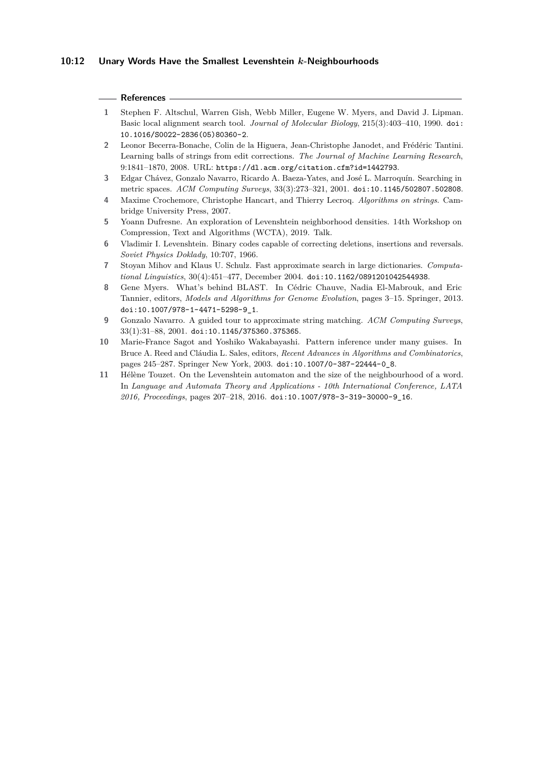## References

1. Stephen F. Altschul, Warren Gish, Webb Miller, Eugene W. Myers, and David J. Lipman. Basic local alignment search tool. *Journal of Molecular Biology*, 215(3):403–410, 1990. doi:10.1016/S0022-2836(05)80360-2.
2. Leonor Becerra-Bonache, Colin de la Higuera, Jean-Christophe Janodet, and Frédéric Tantini. Learning balls of strings from edit corrections. *The Journal of Machine Learning Research*, 9:1841–1870, 2008. URL: https://dl.acm.org/citation.cfm?id=1442793.
3. Edgar Chávez, Gonzalo Navarro, Ricardo A. Baeza-Yates, and José L. Marroquín. Searching in metric spaces. *ACM Computing Surveys*, 33(3):273–321, 2001. doi:10.1145/502807.502808.
4. Maxime Crochemore, Christophe Hancart, and Thierry Lecroq. *Algorithms on strings*. Cambridge University Press, 2007.
5. Yoann Dufresne. An exploration of Levenshtein neighborhood densities. 14th Workshop on Compression, Text and Algorithms (WCTA), 2019. Talk.
6. Vladimir I. Levenshtein. Binary codes capable of correcting deletions, insertions and reversals. *Soviet Physics Doklady*, 10:707, 1966.
7. Stoyan Mihov and Klaus U. Schulz. Fast approximate search in large dictionaries. *Computational Linguistics*, 30(4):451–477, December 2004. doi:10.1162/0891201042544938.
8. Gene Myers. What's behind BLAST. In Cédric Chauve, Nadia El-Mabrouk, and Eric Tannier, editors, *Models and Algorithms for Genome Evolution*, pages 3–15. Springer, 2013. doi:10.1007/978-1-4471-5298-9_1.
9. Gonzalo Navarro. A guided tour to approximate string matching. *ACM Computing Surveys*, 33(1):31–88, 2001. doi:10.1145/375360.375365.
10. Marie-France Sagot and Yoshiko Wakabayashi. Pattern inference under many guises. In Bruce A. Reed and Cláudia L. Sales, editors, *Recent Advances in Algorithms and Combinatorics*, pages 245–287. Springer New York, 2003. doi:10.1007/0-387-22444-0_8.
11. Hélène Touzet. On the Levenshtein automaton and the size of the neighbourhood of a word. In *Language and Automata Theory and Applications - 10th International Conference, LATA 2016, Proceedings*, pages 207–218, 2016. doi:10.1007/978-3-319-30000-9_16.